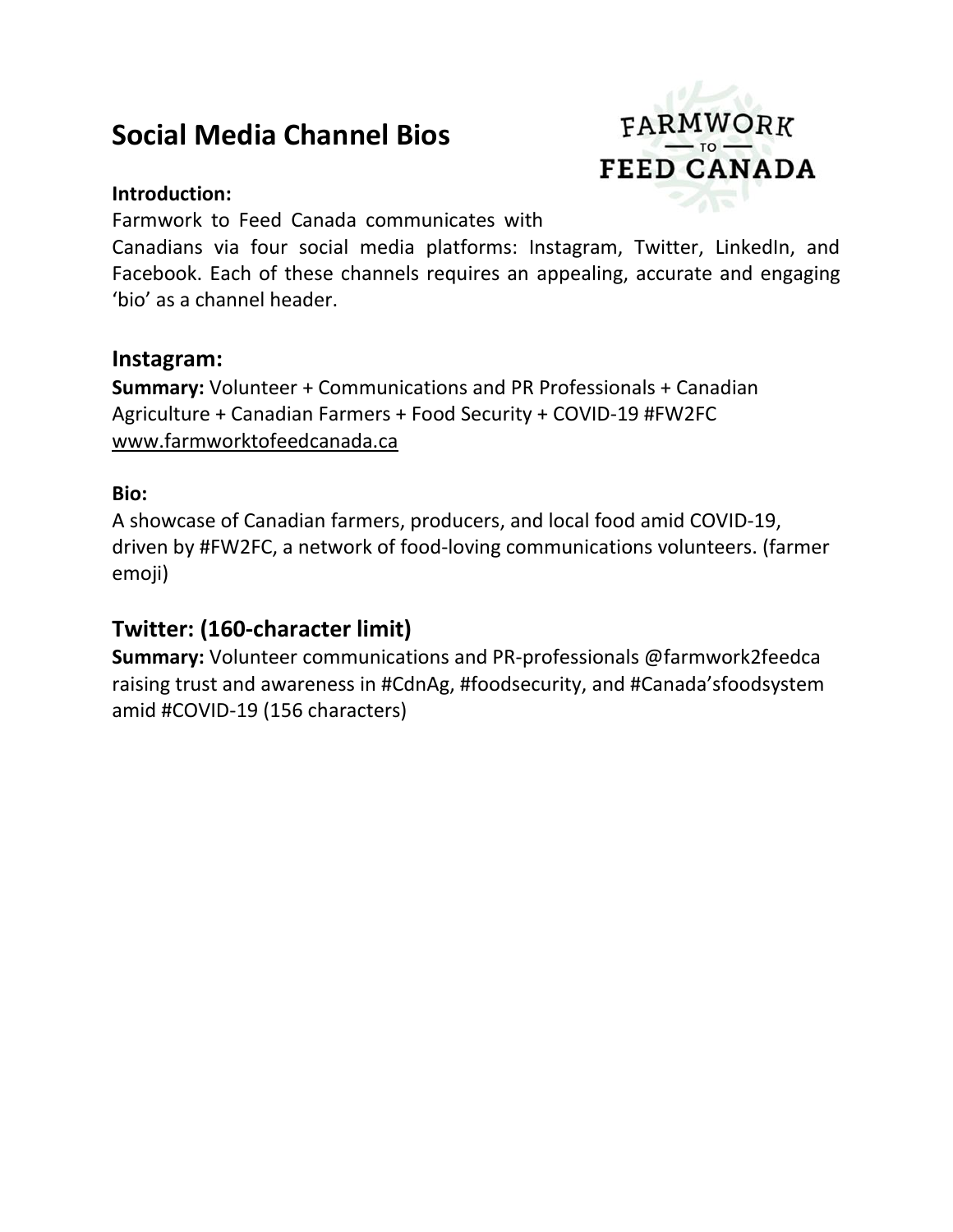# Social Media Channel Bios

**Introduction:**

Farmwork to Feed Canada communicates with Canadians via four social media platforms: Instagram, Twitter, LinkedIn, and Facebook. Each of these channels requires an appealing, accurate and engaging 'bio' as a channel header.

## Instagram:

**Summary:** Volunteer + Communications and PR Professionals + Canadian Agriculture + Canadian Farmers + Food Security + COVID-19 #FW2FC www.farmworktofeedcanada.ca

**Bio:**

A showcase of Canadian farmers, producers, and local food amid COVID-19, driven by #FW2FC, a network of food-loving communications volunteers. (farmer emoji)

## Twitter: (160-character limit)

**Summary:** Volunteer communications and PR-professionals @farmwork2feedca raising trust and awareness in #CdnAg, #foodsecurity, and #Canada'sfoodsystem amid #COVID-19 (156 characters)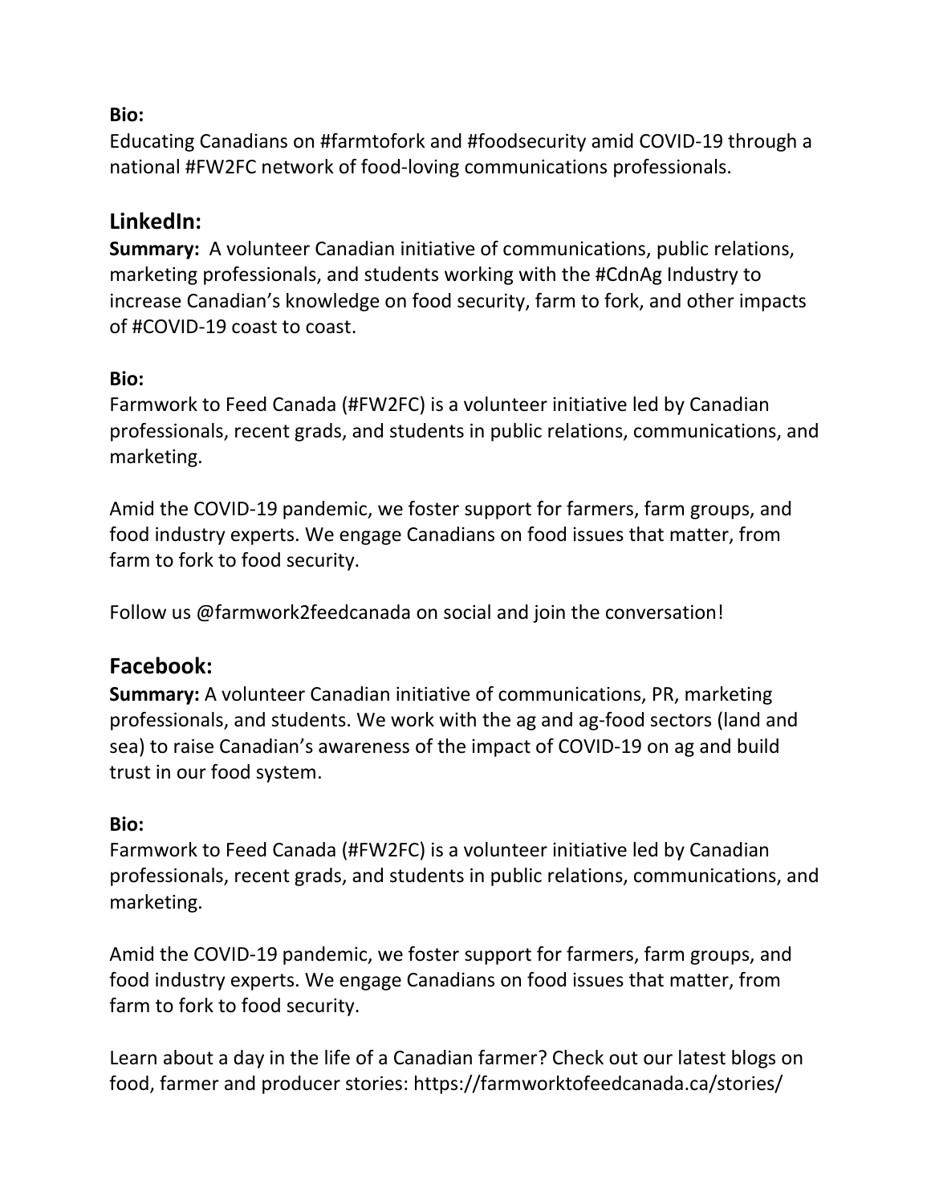**Bio:**
Educating Canadians on #farmtofork and #foodsecurity amid COVID-19 through a national #FW2FC network of food-loving communications professionals.

## LinkedIn:

**Summary:** A volunteer Canadian initiative of communications, public relations, marketing professionals, and students working with the #CdnAg Industry to increase Canadian's knowledge on food security, farm to fork, and other impacts of #COVID-19 coast to coast.

**Bio:**
Farmwork to Feed Canada (#FW2FC) is a volunteer initiative led by Canadian professionals, recent grads, and students in public relations, communications, and marketing.

Amid the COVID-19 pandemic, we foster support for farmers, farm groups, and food industry experts. We engage Canadians on food issues that matter, from farm to fork to food security.

Follow us @farmwork2feedcanada on social and join the conversation!

## Facebook:

**Summary:** A volunteer Canadian initiative of communications, PR, marketing professionals, and students. We work with the ag and ag-food sectors (land and sea) to raise Canadian's awareness of the impact of COVID-19 on ag and build trust in our food system.

**Bio:**
Farmwork to Feed Canada (#FW2FC) is a volunteer initiative led by Canadian professionals, recent grads, and students in public relations, communications, and marketing.

Amid the COVID-19 pandemic, we foster support for farmers, farm groups, and food industry experts. We engage Canadians on food issues that matter, from farm to fork to food security.

Learn about a day in the life of a Canadian farmer? Check out our latest blogs on food, farmer and producer stories: https://farmworktofeedcanada.ca/stories/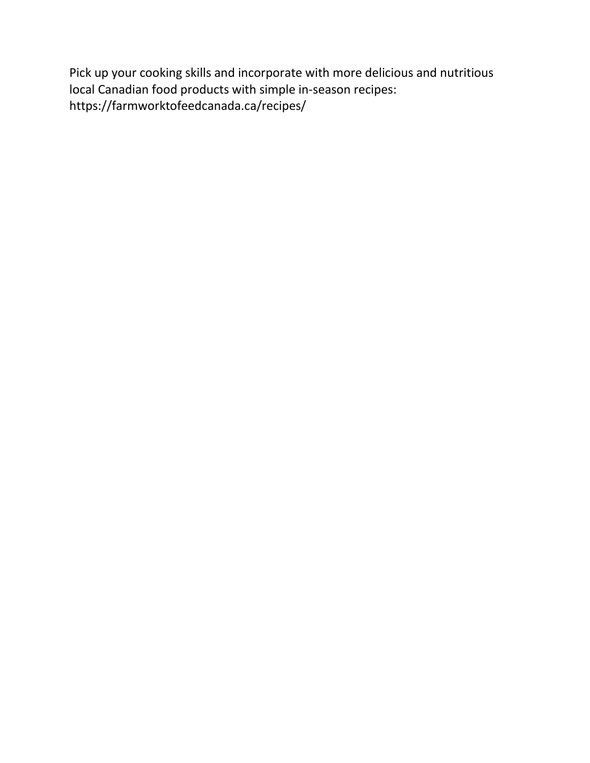Pick up your cooking skills and incorporate with more delicious and nutritious local Canadian food products with simple in-season recipes: https://farmworktofeedcanada.ca/recipes/